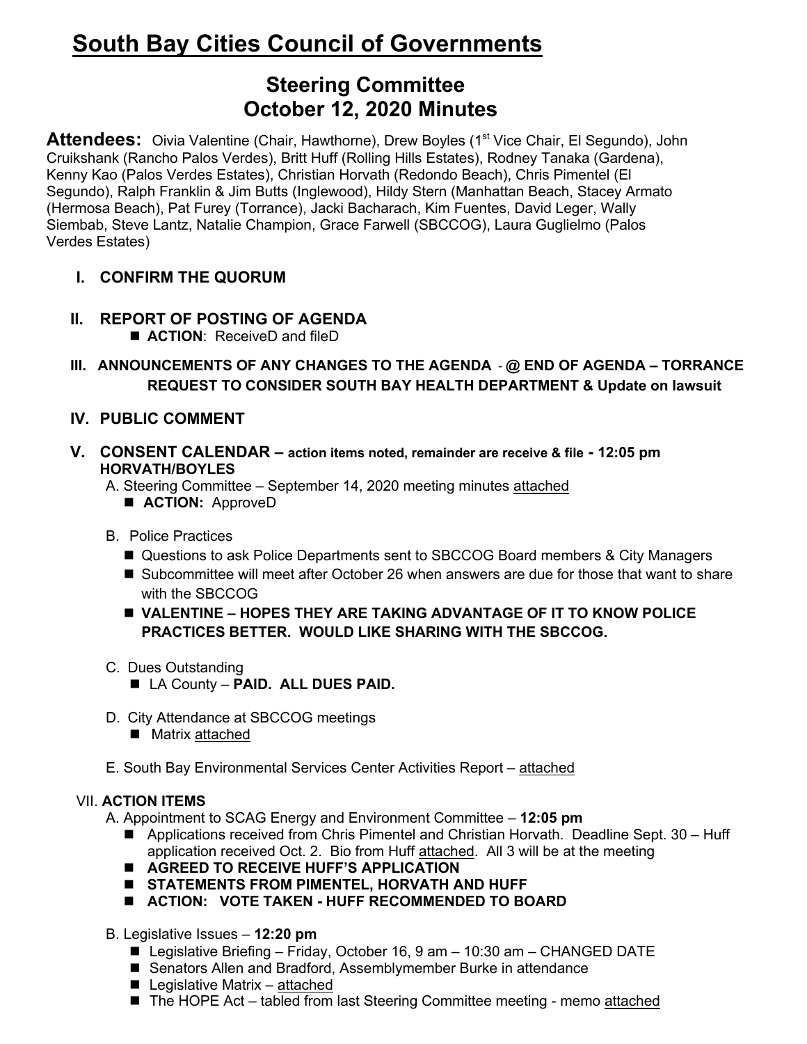# South Bay Cities Council of Governments

## Steering Committee
## October 12, 2020 Minutes

**Attendees:** Oivia Valentine (Chair, Hawthorne), Drew Boyles (1st Vice Chair, El Segundo), John Cruikshank (Rancho Palos Verdes), Britt Huff (Rolling Hills Estates), Rodney Tanaka (Gardena), Kenny Kao (Palos Verdes Estates), Christian Horvath (Redondo Beach), Chris Pimentel (El Segundo), Ralph Franklin & Jim Butts (Inglewood), Hildy Stern (Manhattan Beach, Stacey Armato (Hermosa Beach), Pat Furey (Torrance), Jacki Bacharach, Kim Fuentes, David Leger, Wally Siembab, Steve Lantz, Natalie Champion, Grace Farwell (SBCCOG), Laura Guglielmo (Palos Verdes Estates)

**I. CONFIRM THE QUORUM**

**II. REPORT OF POSTING OF AGENDA**

- **ACTION**: ReceiveD and fileD

**III. ANNOUNCEMENTS OF ANY CHANGES TO THE AGENDA** - **@ END OF AGENDA – TORRANCE REQUEST TO CONSIDER SOUTH BAY HEALTH DEPARTMENT & Update on lawsuit**

**IV. PUBLIC COMMENT**

**V. CONSENT CALENDAR – action items noted, remainder are receive & file - 12:05 pm HORVATH/BOYLES**

A. Steering Committee – September 14, 2020 meeting minutes <u>attached</u>

- **ACTION:** ApproveD

B. Police Practices

- Questions to ask Police Departments sent to SBCCOG Board members & City Managers
- Subcommittee will meet after October 26 when answers are due for those that want to share with the SBCCOG
- **VALENTINE – HOPES THEY ARE TAKING ADVANTAGE OF IT TO KNOW POLICE PRACTICES BETTER. WOULD LIKE SHARING WITH THE SBCCOG.**

C. Dues Outstanding

- LA County – **PAID. ALL DUES PAID.**

D. City Attendance at SBCCOG meetings

- Matrix <u>attached</u>

E. South Bay Environmental Services Center Activities Report – <u>attached</u>

**VII. ACTION ITEMS**

A. Appointment to SCAG Energy and Environment Committee – **12:05 pm**

- Applications received from Chris Pimentel and Christian Horvath. Deadline Sept. 30 – Huff application received Oct. 2. Bio from Huff <u>attached</u>. All 3 will be at the meeting
- **AGREED TO RECEIVE HUFF'S APPLICATION**
- **STATEMENTS FROM PIMENTEL, HORVATH AND HUFF**
- **ACTION: VOTE TAKEN - HUFF RECOMMENDED TO BOARD**

B. Legislative Issues – **12:20 pm**

- Legislative Briefing – Friday, October 16, 9 am – 10:30 am – CHANGED DATE
- Senators Allen and Bradford, Assemblymember Burke in attendance
- Legislative Matrix – <u>attached</u>
- The HOPE Act – tabled from last Steering Committee meeting - memo <u>attached</u>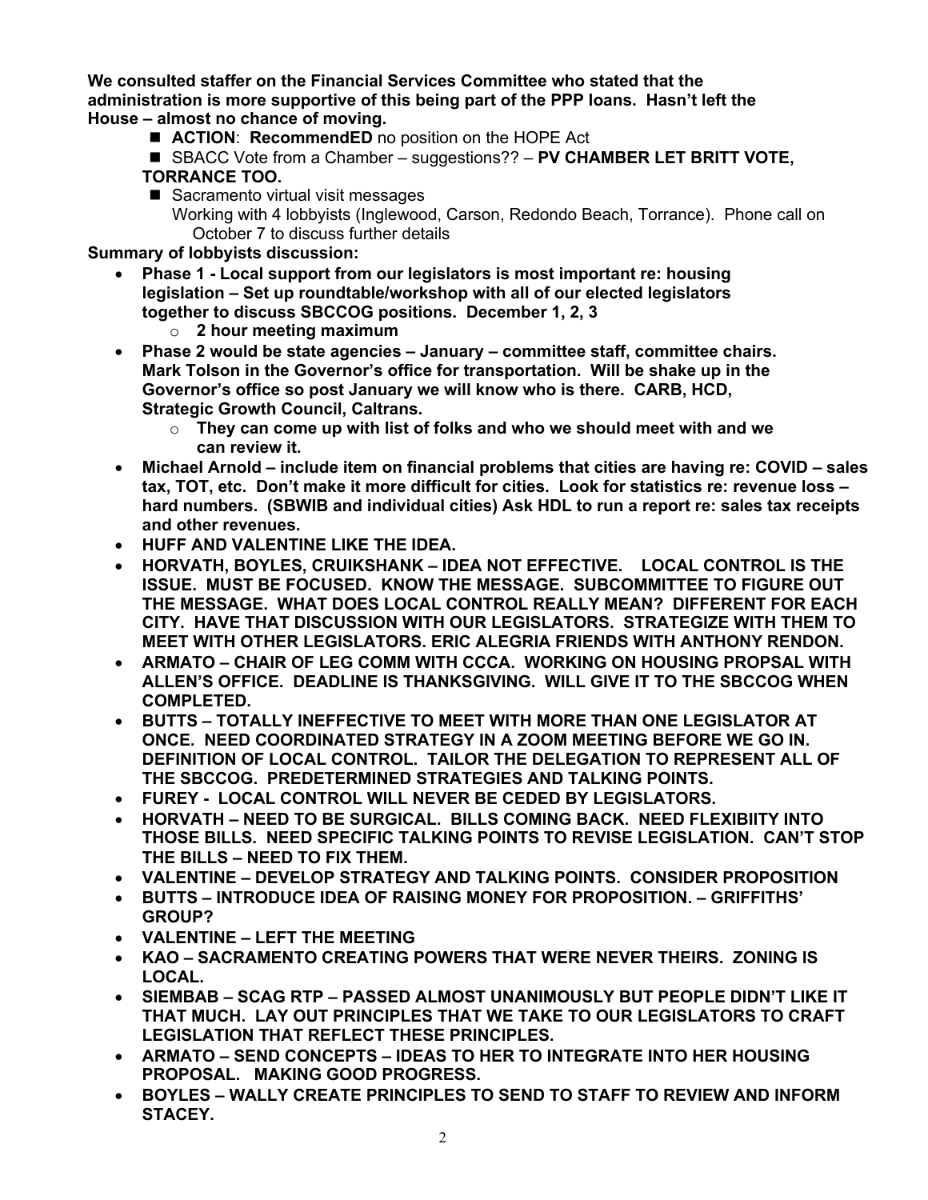**We consulted staffer on the Financial Services Committee who stated that the administration is more supportive of this being part of the PPP loans. Hasn't left the House – almost no chance of moving.**

- **ACTION**: **RecommendED** no position on the HOPE Act
- SBACC Vote from a Chamber – suggestions?? – **PV CHAMBER LET BRITT VOTE, TORRANCE TOO.**
- Sacramento virtual visit messages
  Working with 4 lobbyists (Inglewood, Carson, Redondo Beach, Torrance). Phone call on October 7 to discuss further details

**Summary of lobbyists discussion:**

- **Phase 1 - Local support from our legislators is most important re: housing legislation – Set up roundtable/workshop with all of our elected legislators together to discuss SBCCOG positions. December 1, 2, 3**
  - **2 hour meeting maximum**
- **Phase 2 would be state agencies – January – committee staff, committee chairs. Mark Tolson in the Governor's office for transportation. Will be shake up in the Governor's office so post January we will know who is there. CARB, HCD, Strategic Growth Council, Caltrans.**
  - **They can come up with list of folks and who we should meet with and we can review it.**
- **Michael Arnold – include item on financial problems that cities are having re: COVID – sales tax, TOT, etc. Don't make it more difficult for cities. Look for statistics re: revenue loss – hard numbers. (SBWIB and individual cities) Ask HDL to run a report re: sales tax receipts and other revenues.**
- **HUFF AND VALENTINE LIKE THE IDEA.**
- **HORVATH, BOYLES, CRUIKSHANK – IDEA NOT EFFECTIVE. LOCAL CONTROL IS THE ISSUE. MUST BE FOCUSED. KNOW THE MESSAGE. SUBCOMMITTEE TO FIGURE OUT THE MESSAGE. WHAT DOES LOCAL CONTROL REALLY MEAN? DIFFERENT FOR EACH CITY. HAVE THAT DISCUSSION WITH OUR LEGISLATORS. STRATEGIZE WITH THEM TO MEET WITH OTHER LEGISLATORS. ERIC ALEGRIA FRIENDS WITH ANTHONY RENDON.**
- **ARMATO – CHAIR OF LEG COMM WITH CCCA. WORKING ON HOUSING PROPSAL WITH ALLEN'S OFFICE. DEADLINE IS THANKSGIVING. WILL GIVE IT TO THE SBCCOG WHEN COMPLETED.**
- **BUTTS – TOTALLY INEFFECTIVE TO MEET WITH MORE THAN ONE LEGISLATOR AT ONCE. NEED COORDINATED STRATEGY IN A ZOOM MEETING BEFORE WE GO IN. DEFINITION OF LOCAL CONTROL. TAILOR THE DELEGATION TO REPRESENT ALL OF THE SBCCOG. PREDETERMINED STRATEGIES AND TALKING POINTS.**
- **FUREY - LOCAL CONTROL WILL NEVER BE CEDED BY LEGISLATORS.**
- **HORVATH – NEED TO BE SURGICAL. BILLS COMING BACK. NEED FLEXIBIITY INTO THOSE BILLS. NEED SPECIFIC TALKING POINTS TO REVISE LEGISLATION. CAN'T STOP THE BILLS – NEED TO FIX THEM.**
- **VALENTINE – DEVELOP STRATEGY AND TALKING POINTS. CONSIDER PROPOSITION**
- **BUTTS – INTRODUCE IDEA OF RAISING MONEY FOR PROPOSITION. – GRIFFITHS' GROUP?**
- **VALENTINE – LEFT THE MEETING**
- **KAO – SACRAMENTO CREATING POWERS THAT WERE NEVER THEIRS. ZONING IS LOCAL.**
- **SIEMBAB – SCAG RTP – PASSED ALMOST UNANIMOUSLY BUT PEOPLE DIDN'T LIKE IT THAT MUCH. LAY OUT PRINCIPLES THAT WE TAKE TO OUR LEGISLATORS TO CRAFT LEGISLATION THAT REFLECT THESE PRINCIPLES.**
- **ARMATO – SEND CONCEPTS – IDEAS TO HER TO INTEGRATE INTO HER HOUSING PROPOSAL. MAKING GOOD PROGRESS.**
- **BOYLES – WALLY CREATE PRINCIPLES TO SEND TO STAFF TO REVIEW AND INFORM STACEY.**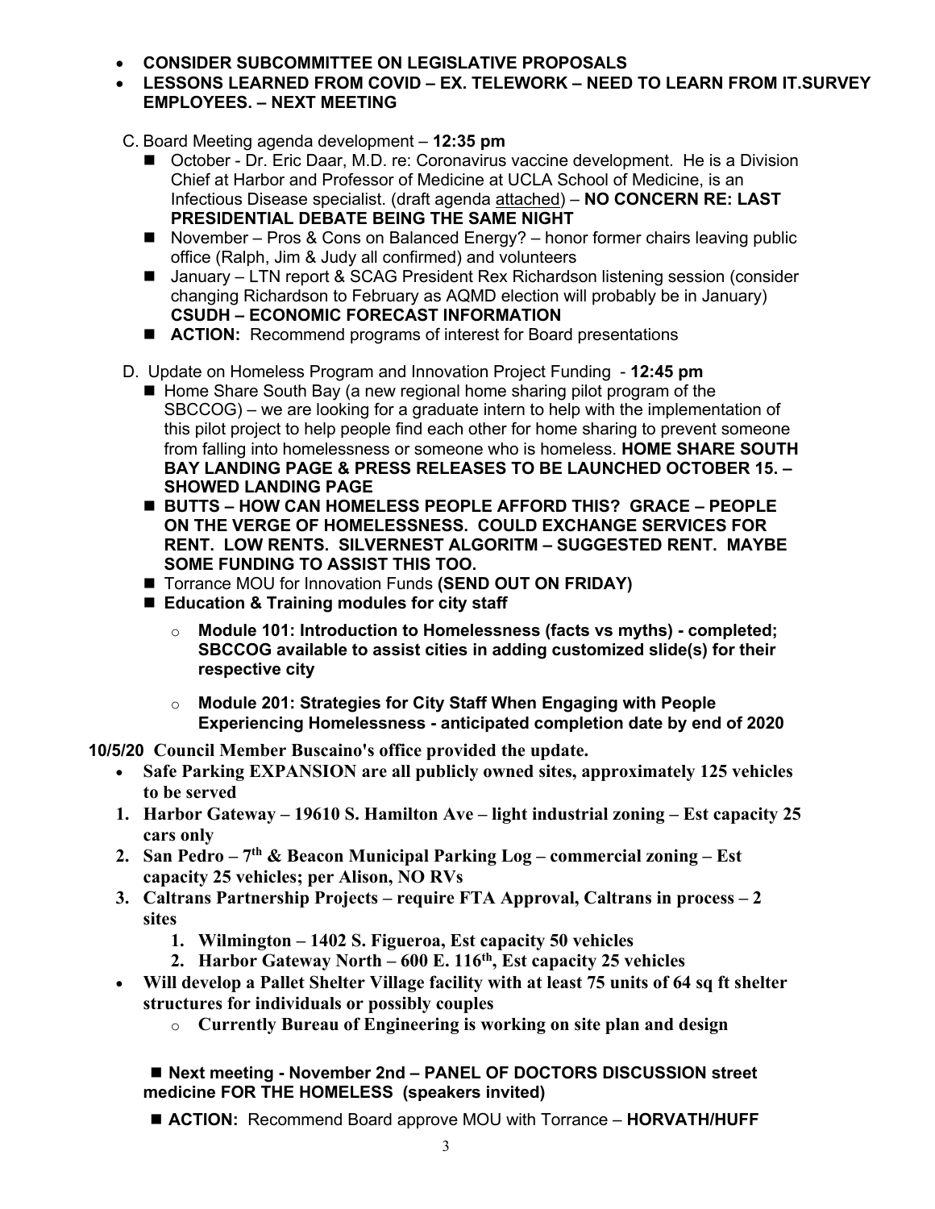- **CONSIDER SUBCOMMITTEE ON LEGISLATIVE PROPOSALS**
- **LESSONS LEARNED FROM COVID – EX. TELEWORK – NEED TO LEARN FROM IT.SURVEY EMPLOYEES. – NEXT MEETING**

C. Board Meeting agenda development – **12:35 pm**

- October - Dr. Eric Daar, M.D. re: Coronavirus vaccine development. He is a Division Chief at Harbor and Professor of Medicine at UCLA School of Medicine, is an Infectious Disease specialist. (draft agenda attached) – **NO CONCERN RE: LAST PRESIDENTIAL DEBATE BEING THE SAME NIGHT**
- November – Pros & Cons on Balanced Energy? – honor former chairs leaving public office (Ralph, Jim & Judy all confirmed) and volunteers
- January – LTN report & SCAG President Rex Richardson listening session (consider changing Richardson to February as AQMD election will probably be in January) **CSUDH – ECONOMIC FORECAST INFORMATION**
- **ACTION:** Recommend programs of interest for Board presentations

D. Update on Homeless Program and Innovation Project Funding - **12:45 pm**

- Home Share South Bay (a new regional home sharing pilot program of the SBCCOG) – we are looking for a graduate intern to help with the implementation of this pilot project to help people find each other for home sharing to prevent someone from falling into homelessness or someone who is homeless. **HOME SHARE SOUTH BAY LANDING PAGE & PRESS RELEASES TO BE LAUNCHED OCTOBER 15. – SHOWED LANDING PAGE**
- **BUTTS – HOW CAN HOMELESS PEOPLE AFFORD THIS? GRACE – PEOPLE ON THE VERGE OF HOMELESSNESS. COULD EXCHANGE SERVICES FOR RENT. LOW RENTS. SILVERNEST ALGORITM – SUGGESTED RENT. MAYBE SOME FUNDING TO ASSIST THIS TOO.**
- Torrance MOU for Innovation Funds **(SEND OUT ON FRIDAY)**
- **Education & Training modules for city staff**
  - **Module 101: Introduction to Homelessness (facts vs myths) - completed; SBCCOG available to assist cities in adding customized slide(s) for their respective city**
  - **Module 201: Strategies for City Staff When Engaging with People Experiencing Homelessness - anticipated completion date by end of 2020**

**10/5/20 Council Member Buscaino's office provided the update.**

- **Safe Parking EXPANSION are all publicly owned sites, approximately 125 vehicles to be served**

1. **Harbor Gateway – 19610 S. Hamilton Ave – light industrial zoning – Est capacity 25 cars only**
2. **San Pedro – 7th & Beacon Municipal Parking Log – commercial zoning – Est capacity 25 vehicles; per Alison, NO RVs**
3. **Caltrans Partnership Projects – require FTA Approval, Caltrans in process – 2 sites**
   1. **Wilmington – 1402 S. Figueroa, Est capacity 50 vehicles**
   2. **Harbor Gateway North – 600 E. 116th, Est capacity 25 vehicles**

- **Will develop a Pallet Shelter Village facility with at least 75 units of 64 sq ft shelter structures for individuals or possibly couples**
  - **Currently Bureau of Engineering is working on site plan and design**

- **Next meeting - November 2nd – PANEL OF DOCTORS DISCUSSION street medicine FOR THE HOMELESS (speakers invited)**
- **ACTION:** Recommend Board approve MOU with Torrance – **HORVATH/HUFF**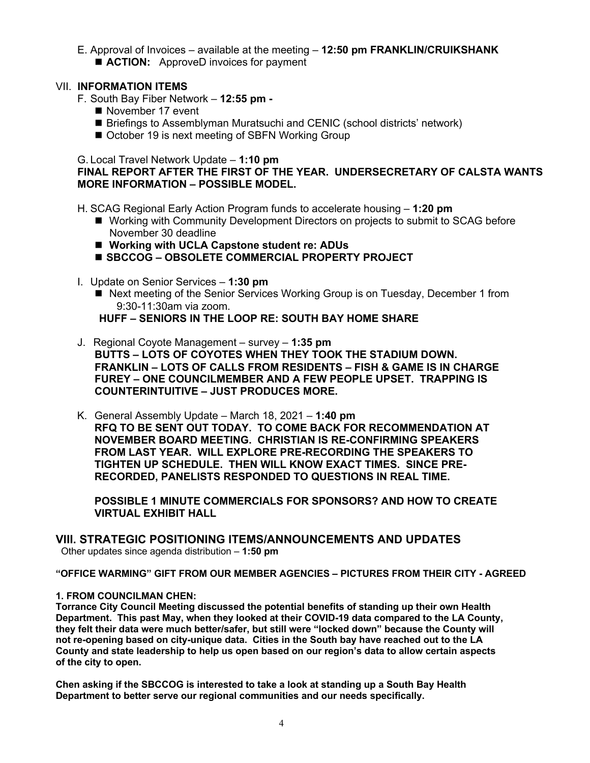E. Approval of Invoices – available at the meeting – **12:50 pm FRANKLIN/CRUIKSHANK**

- **ACTION:** ApproveD invoices for payment

## VII. INFORMATION ITEMS

F. South Bay Fiber Network – **12:55 pm -**

- November 17 event
- Briefings to Assemblyman Muratsuchi and CENIC (school districts' network)
- October 19 is next meeting of SBFN Working Group

G. Local Travel Network Update – **1:10 pm**

**FINAL REPORT AFTER THE FIRST OF THE YEAR. UNDERSECRETARY OF CALSTA WANTS MORE INFORMATION – POSSIBLE MODEL.**

H. SCAG Regional Early Action Program funds to accelerate housing – **1:20 pm**

- Working with Community Development Directors on projects to submit to SCAG before November 30 deadline
- **Working with UCLA Capstone student re: ADUs**
- **SBCCOG – OBSOLETE COMMERCIAL PROPERTY PROJECT**

I. Update on Senior Services – **1:30 pm**

- Next meeting of the Senior Services Working Group is on Tuesday, December 1 from 9:30-11:30am via zoom.

**HUFF – SENIORS IN THE LOOP RE: SOUTH BAY HOME SHARE**

J. Regional Coyote Management – survey – **1:35 pm**

**BUTTS – LOTS OF COYOTES WHEN THEY TOOK THE STADIUM DOWN.**
**FRANKLIN – LOTS OF CALLS FROM RESIDENTS – FISH & GAME IS IN CHARGE**
**FUREY – ONE COUNCILMEMBER AND A FEW PEOPLE UPSET. TRAPPING IS COUNTERINTUITIVE – JUST PRODUCES MORE.**

K. General Assembly Update – March 18, 2021 – **1:40 pm**

**RFQ TO BE SENT OUT TODAY. TO COME BACK FOR RECOMMENDATION AT NOVEMBER BOARD MEETING. CHRISTIAN IS RE-CONFIRMING SPEAKERS FROM LAST YEAR. WILL EXPLORE PRE-RECORDING THE SPEAKERS TO TIGHTEN UP SCHEDULE. THEN WILL KNOW EXACT TIMES. SINCE PRE-RECORDED, PANELISTS RESPONDED TO QUESTIONS IN REAL TIME.**

**POSSIBLE 1 MINUTE COMMERCIALS FOR SPONSORS? AND HOW TO CREATE VIRTUAL EXHIBIT HALL**

## VIII. STRATEGIC POSITIONING ITEMS/ANNOUNCEMENTS AND UPDATES

Other updates since agenda distribution – **1:50 pm**

**"OFFICE WARMING" GIFT FROM OUR MEMBER AGENCIES – PICTURES FROM THEIR CITY - AGREED**

**1. FROM COUNCILMAN CHEN:**

**Torrance City Council Meeting discussed the potential benefits of standing up their own Health Department. This past May, when they looked at their COVID-19 data compared to the LA County, they felt their data were much better/safer, but still were "locked down" because the County will not re-opening based on city-unique data. Cities in the South bay have reached out to the LA County and state leadership to help us open based on our region's data to allow certain aspects of the city to open.**

**Chen asking if the SBCCOG is interested to take a look at standing up a South Bay Health Department to better serve our regional communities and our needs specifically.**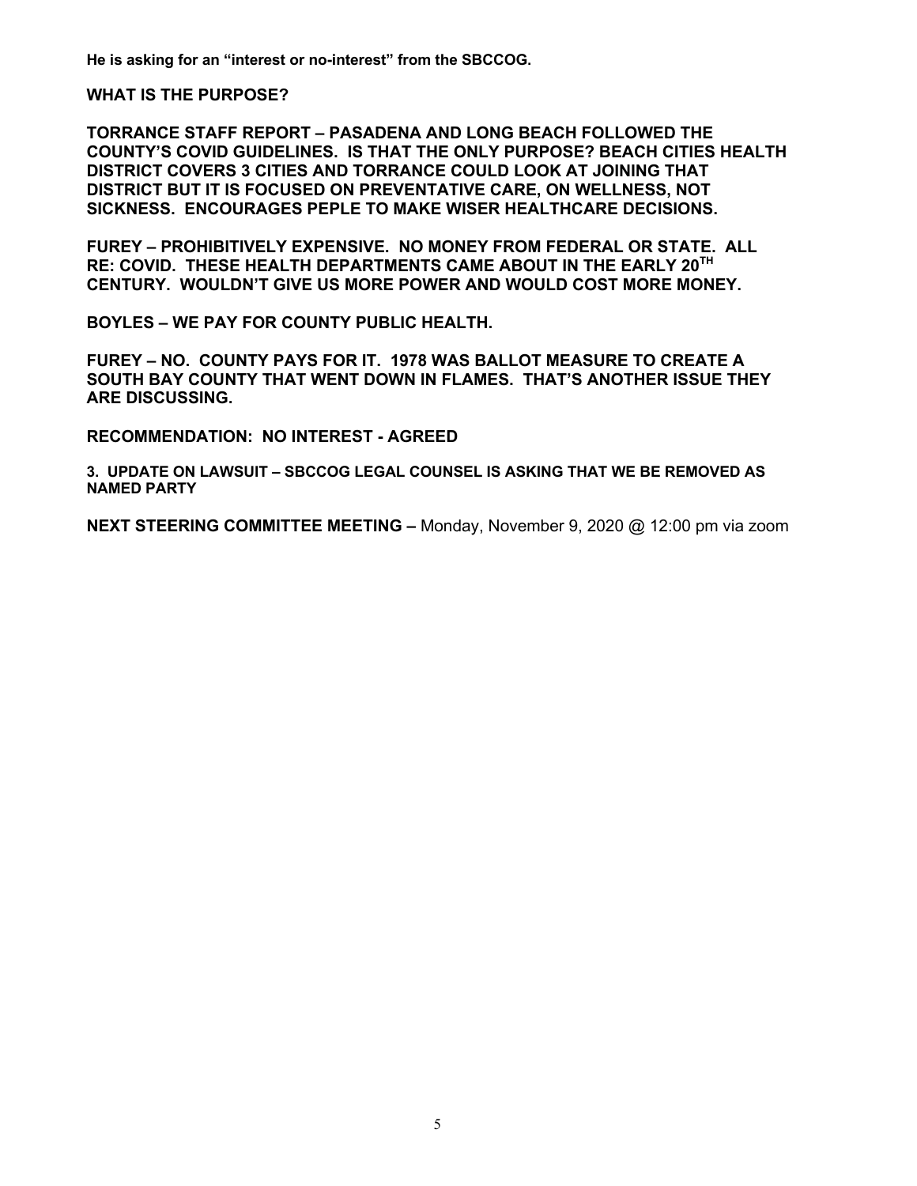**He is asking for an "interest or no-interest" from the SBCCOG.**

**WHAT IS THE PURPOSE?**

**TORRANCE STAFF REPORT – PASADENA AND LONG BEACH FOLLOWED THE COUNTY'S COVID GUIDELINES. IS THAT THE ONLY PURPOSE? BEACH CITIES HEALTH DISTRICT COVERS 3 CITIES AND TORRANCE COULD LOOK AT JOINING THAT DISTRICT BUT IT IS FOCUSED ON PREVENTATIVE CARE, ON WELLNESS, NOT SICKNESS. ENCOURAGES PEPLE TO MAKE WISER HEALTHCARE DECISIONS.**

**FUREY – PROHIBITIVELY EXPENSIVE. NO MONEY FROM FEDERAL OR STATE. ALL RE: COVID. THESE HEALTH DEPARTMENTS CAME ABOUT IN THE EARLY 20TH CENTURY. WOULDN'T GIVE US MORE POWER AND WOULD COST MORE MONEY.**

**BOYLES – WE PAY FOR COUNTY PUBLIC HEALTH.**

**FUREY – NO. COUNTY PAYS FOR IT. 1978 WAS BALLOT MEASURE TO CREATE A SOUTH BAY COUNTY THAT WENT DOWN IN FLAMES. THAT'S ANOTHER ISSUE THEY ARE DISCUSSING.**

**RECOMMENDATION: NO INTEREST - AGREED**

**3. UPDATE ON LAWSUIT – SBCCOG LEGAL COUNSEL IS ASKING THAT WE BE REMOVED AS NAMED PARTY**

**NEXT STEERING COMMITTEE MEETING –** Monday, November 9, 2020 @ 12:00 pm via zoom